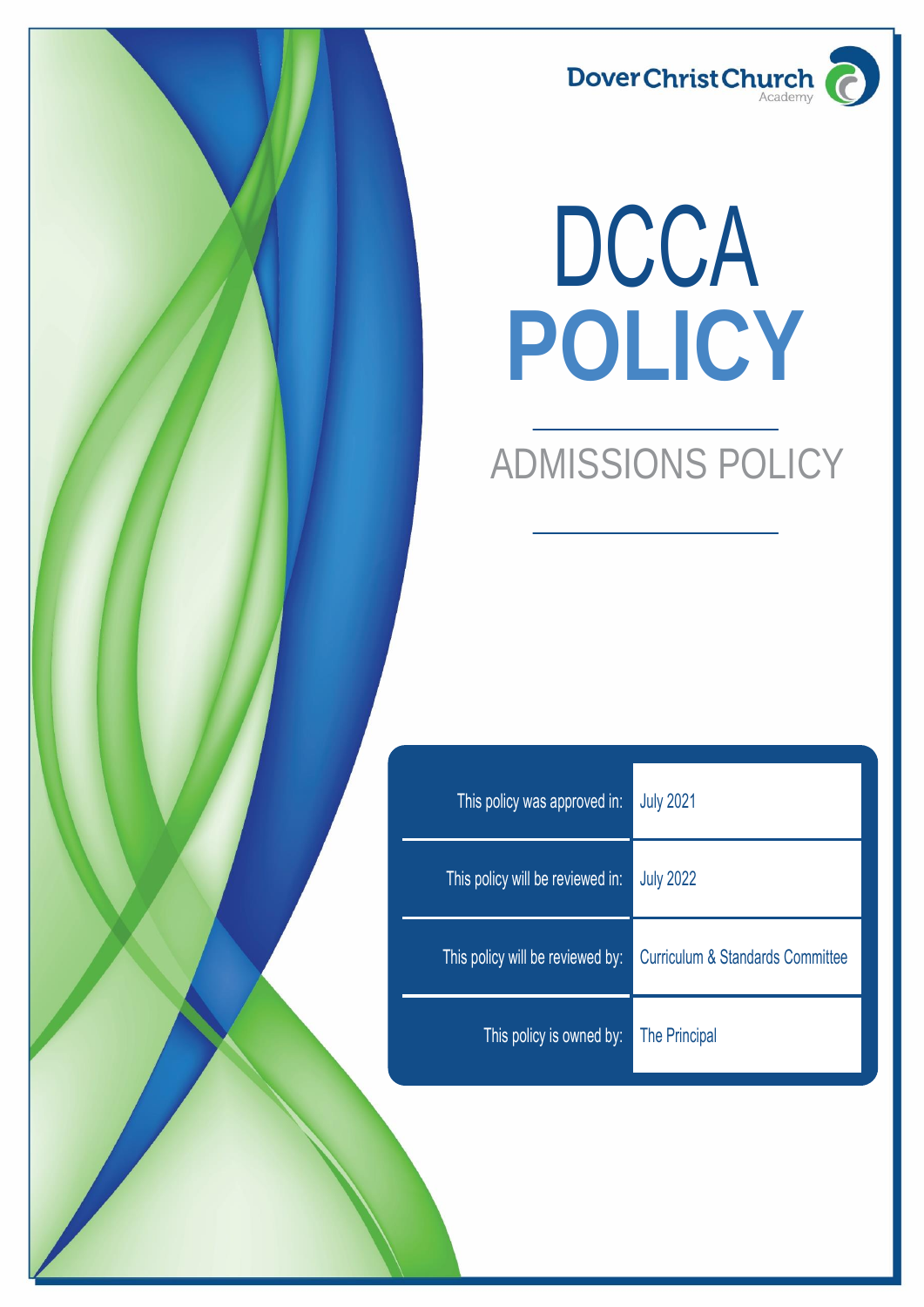Dover Christ Church Academy

# DCCA POLICY

## ADMISSIONS POLICY

| | |
|---|---|
| This policy was approved in: | July 2021 |
| This policy will be reviewed in: | July 2022 |
| This policy will be reviewed by: | Curriculum & Standards Committee |
| This policy is owned by: | The Principal |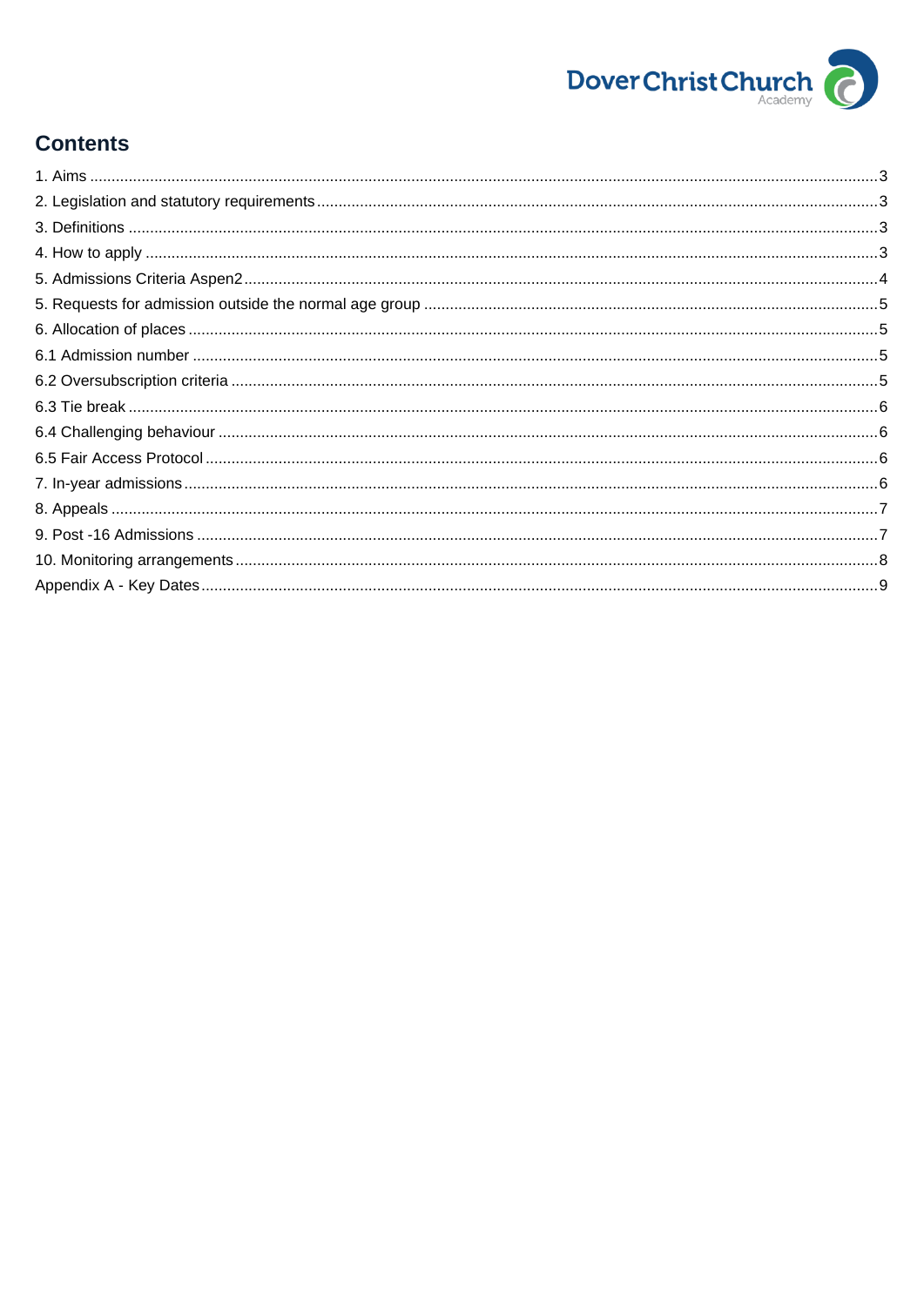## Contents

1. Aims ........................................................................................................ 3
2. Legislation and statutory requirements ................................................. 3
3. Definitions ............................................................................................ 3
4. How to apply ......................................................................................... 3
5. Admissions Criteria Aspen2 ................................................................... 4
5. Requests for admission outside the normal age group ........................... 5
6. Allocation of places ............................................................................... 5
6.1 Admission number ............................................................................... 5
6.2 Oversubscription criteria ...................................................................... 5
6.3 Tie break .............................................................................................. 6
6.4 Challenging behaviour ......................................................................... 6
6.5 Fair Access Protocol ............................................................................ 6
7. In-year admissions ................................................................................ 6
8. Appeals ................................................................................................. 7
9. Post -16 Admissions .............................................................................. 7
10. Monitoring arrangements .................................................................... 8
Appendix A - Key Dates ............................................................................. 9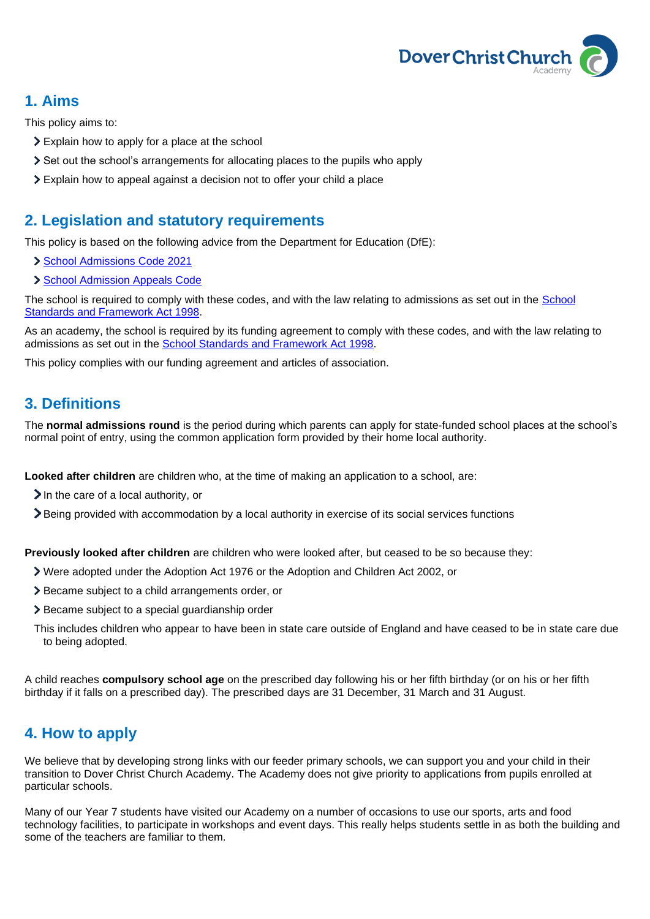## 1. Aims

This policy aims to:

- Explain how to apply for a place at the school
- Set out the school's arrangements for allocating places to the pupils who apply
- Explain how to appeal against a decision not to offer your child a place

## 2. Legislation and statutory requirements

This policy is based on the following advice from the Department for Education (DfE):

- School Admissions Code 2021
- School Admission Appeals Code

The school is required to comply with these codes, and with the law relating to admissions as set out in the School Standards and Framework Act 1998.

As an academy, the school is required by its funding agreement to comply with these codes, and with the law relating to admissions as set out in the School Standards and Framework Act 1998.

This policy complies with our funding agreement and articles of association.

## 3. Definitions

The **normal admissions round** is the period during which parents can apply for state-funded school places at the school's normal point of entry, using the common application form provided by their home local authority.

**Looked after children** are children who, at the time of making an application to a school, are:

- In the care of a local authority, or
- Being provided with accommodation by a local authority in exercise of its social services functions

**Previously looked after children** are children who were looked after, but ceased to be so because they:

- Were adopted under the Adoption Act 1976 or the Adoption and Children Act 2002, or
- Became subject to a child arrangements order, or
- Became subject to a special guardianship order

This includes children who appear to have been in state care outside of England and have ceased to be in state care due to being adopted.

A child reaches **compulsory school age** on the prescribed day following his or her fifth birthday (or on his or her fifth birthday if it falls on a prescribed day). The prescribed days are 31 December, 31 March and 31 August.

## 4. How to apply

We believe that by developing strong links with our feeder primary schools, we can support you and your child in their transition to Dover Christ Church Academy. The Academy does not give priority to applications from pupils enrolled at particular schools.

Many of our Year 7 students have visited our Academy on a number of occasions to use our sports, arts and food technology facilities, to participate in workshops and event days. This really helps students settle in as both the building and some of the teachers are familiar to them.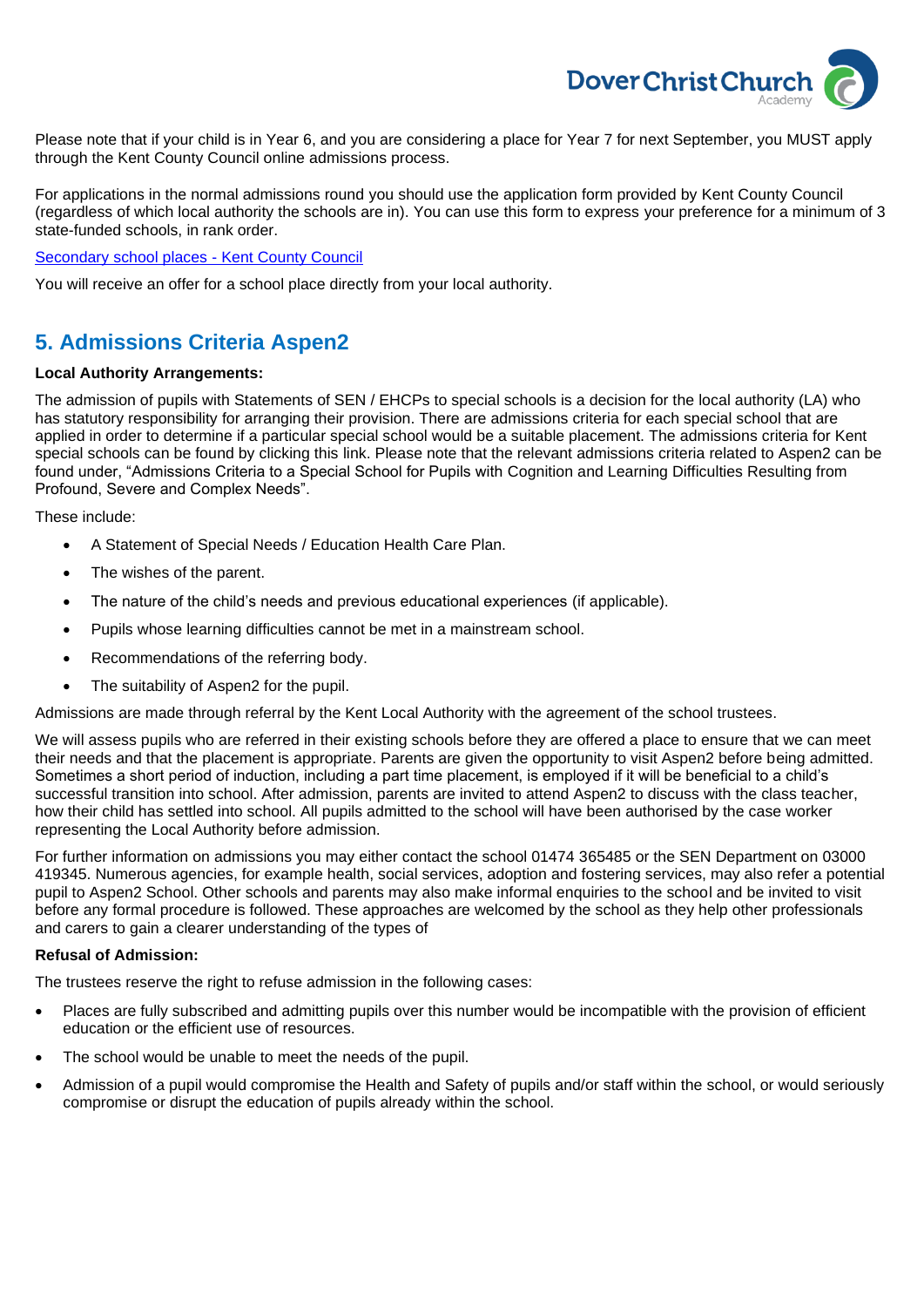Please note that if your child is in Year 6, and you are considering a place for Year 7 for next September, you MUST apply through the Kent County Council online admissions process.

For applications in the normal admissions round you should use the application form provided by Kent County Council (regardless of which local authority the schools are in). You can use this form to express your preference for a minimum of 3 state-funded schools, in rank order.

[Secondary school places - Kent County Council]

You will receive an offer for a school place directly from your local authority.

## 5. Admissions Criteria Aspen2

**Local Authority Arrangements:**

The admission of pupils with Statements of SEN / EHCPs to special schools is a decision for the local authority (LA) who has statutory responsibility for arranging their provision. There are admissions criteria for each special school that are applied in order to determine if a particular special school would be a suitable placement. The admissions criteria for Kent special schools can be found by clicking this link. Please note that the relevant admissions criteria related to Aspen2 can be found under, "Admissions Criteria to a Special School for Pupils with Cognition and Learning Difficulties Resulting from Profound, Severe and Complex Needs".

These include:

- A Statement of Special Needs / Education Health Care Plan.
- The wishes of the parent.
- The nature of the child's needs and previous educational experiences (if applicable).
- Pupils whose learning difficulties cannot be met in a mainstream school.
- Recommendations of the referring body.
- The suitability of Aspen2 for the pupil.

Admissions are made through referral by the Kent Local Authority with the agreement of the school trustees.

We will assess pupils who are referred in their existing schools before they are offered a place to ensure that we can meet their needs and that the placement is appropriate. Parents are given the opportunity to visit Aspen2 before being admitted. Sometimes a short period of induction, including a part time placement, is employed if it will be beneficial to a child's successful transition into school. After admission, parents are invited to attend Aspen2 to discuss with the class teacher, how their child has settled into school. All pupils admitted to the school will have been authorised by the case worker representing the Local Authority before admission.

For further information on admissions you may either contact the school 01474 365485 or the SEN Department on 03000 419345. Numerous agencies, for example health, social services, adoption and fostering services, may also refer a potential pupil to Aspen2 School. Other schools and parents may also make informal enquiries to the school and be invited to visit before any formal procedure is followed. These approaches are welcomed by the school as they help other professionals and carers to gain a clearer understanding of the types of

**Refusal of Admission:**

The trustees reserve the right to refuse admission in the following cases:

- Places are fully subscribed and admitting pupils over this number would be incompatible with the provision of efficient education or the efficient use of resources.
- The school would be unable to meet the needs of the pupil.
- Admission of a pupil would compromise the Health and Safety of pupils and/or staff within the school, or would seriously compromise or disrupt the education of pupils already within the school.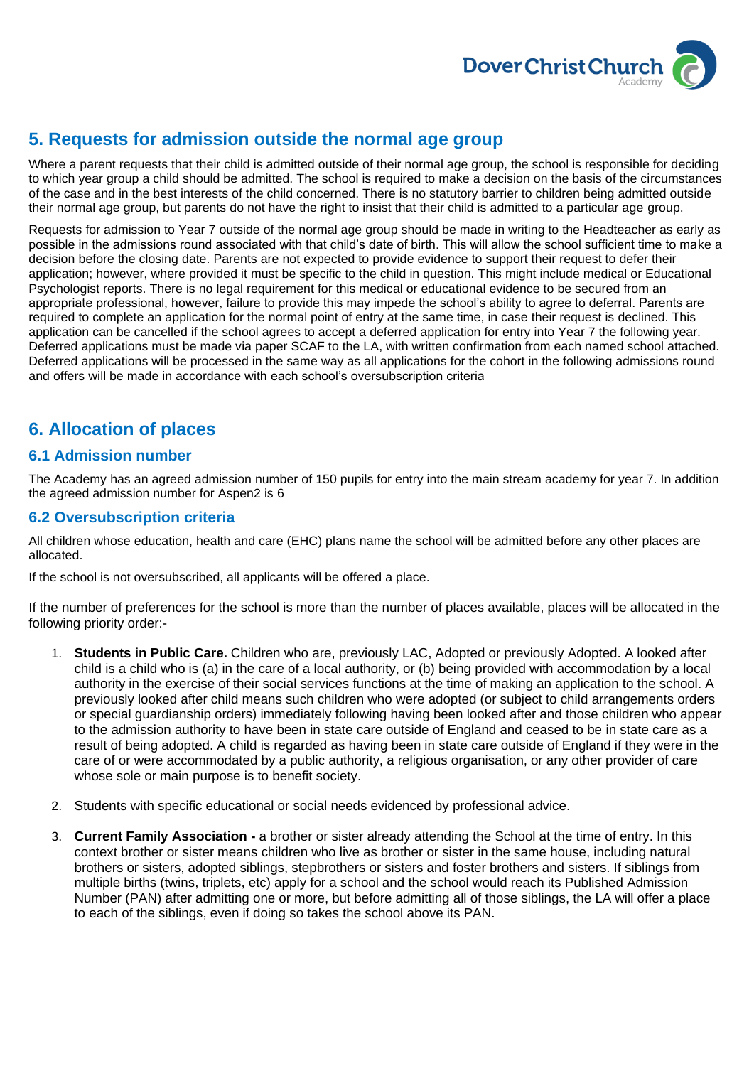## 5. Requests for admission outside the normal age group

Where a parent requests that their child is admitted outside of their normal age group, the school is responsible for deciding to which year group a child should be admitted. The school is required to make a decision on the basis of the circumstances of the case and in the best interests of the child concerned. There is no statutory barrier to children being admitted outside their normal age group, but parents do not have the right to insist that their child is admitted to a particular age group.

Requests for admission to Year 7 outside of the normal age group should be made in writing to the Headteacher as early as possible in the admissions round associated with that child's date of birth. This will allow the school sufficient time to make a decision before the closing date. Parents are not expected to provide evidence to support their request to defer their application; however, where provided it must be specific to the child in question. This might include medical or Educational Psychologist reports. There is no legal requirement for this medical or educational evidence to be secured from an appropriate professional, however, failure to provide this may impede the school's ability to agree to deferral. Parents are required to complete an application for the normal point of entry at the same time, in case their request is declined. This application can be cancelled if the school agrees to accept a deferred application for entry into Year 7 the following year. Deferred applications must be made via paper SCAF to the LA, with written confirmation from each named school attached. Deferred applications will be processed in the same way as all applications for the cohort in the following admissions round and offers will be made in accordance with each school's oversubscription criteria

## 6. Allocation of places

### 6.1 Admission number

The Academy has an agreed admission number of 150 pupils for entry into the main stream academy for year 7. In addition the agreed admission number for Aspen2 is 6

### 6.2 Oversubscription criteria

All children whose education, health and care (EHC) plans name the school will be admitted before any other places are allocated.

If the school is not oversubscribed, all applicants will be offered a place.

If the number of preferences for the school is more than the number of places available, places will be allocated in the following priority order:-

1. **Students in Public Care.** Children who are, previously LAC, Adopted or previously Adopted. A looked after child is a child who is (a) in the care of a local authority, or (b) being provided with accommodation by a local authority in the exercise of their social services functions at the time of making an application to the school. A previously looked after child means such children who were adopted (or subject to child arrangements orders or special guardianship orders) immediately following having been looked after and those children who appear to the admission authority to have been in state care outside of England and ceased to be in state care as a result of being adopted. A child is regarded as having been in state care outside of England if they were in the care of or were accommodated by a public authority, a religious organisation, or any other provider of care whose sole or main purpose is to benefit society.

2. Students with specific educational or social needs evidenced by professional advice.

3. **Current Family Association -** a brother or sister already attending the School at the time of entry. In this context brother or sister means children who live as brother or sister in the same house, including natural brothers or sisters, adopted siblings, stepbrothers or sisters and foster brothers and sisters. If siblings from multiple births (twins, triplets, etc) apply for a school and the school would reach its Published Admission Number (PAN) after admitting one or more, but before admitting all of those siblings, the LA will offer a place to each of the siblings, even if doing so takes the school above its PAN.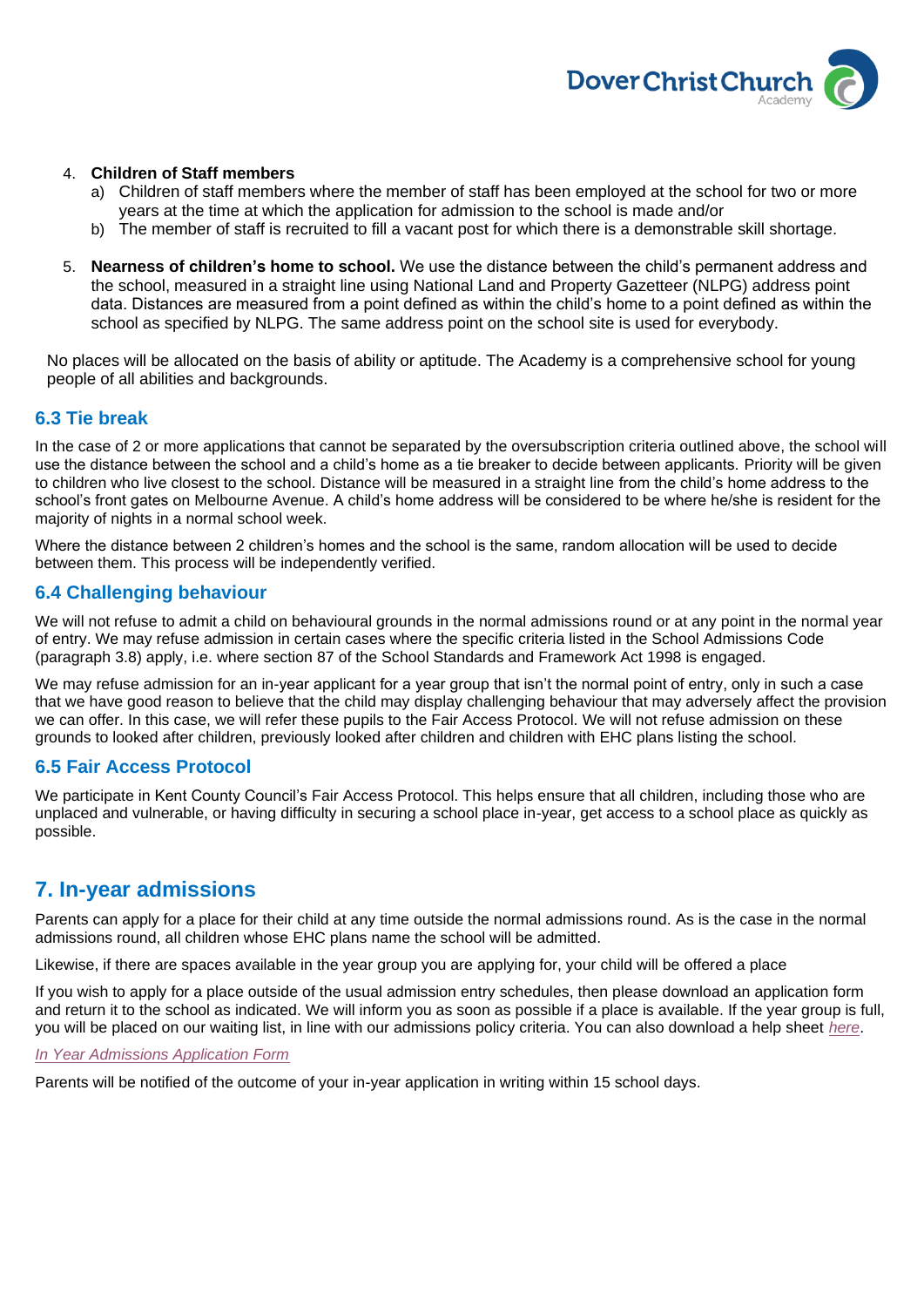4. **Children of Staff members**
   a) Children of staff members where the member of staff has been employed at the school for two or more years at the time at which the application for admission to the school is made and/or
   b) The member of staff is recruited to fill a vacant post for which there is a demonstrable skill shortage.

5. **Nearness of children's home to school.** We use the distance between the child's permanent address and the school, measured in a straight line using National Land and Property Gazetteer (NLPG) address point data. Distances are measured from a point defined as within the child's home to a point defined as within the school as specified by NLPG. The same address point on the school site is used for everybody.

No places will be allocated on the basis of ability or aptitude. The Academy is a comprehensive school for young people of all abilities and backgrounds.

### 6.3 Tie break

In the case of 2 or more applications that cannot be separated by the oversubscription criteria outlined above, the school will use the distance between the school and a child's home as a tie breaker to decide between applicants. Priority will be given to children who live closest to the school. Distance will be measured in a straight line from the child's home address to the school's front gates on Melbourne Avenue. A child's home address will be considered to be where he/she is resident for the majority of nights in a normal school week.

Where the distance between 2 children's homes and the school is the same, random allocation will be used to decide between them. This process will be independently verified.

### 6.4 Challenging behaviour

We will not refuse to admit a child on behavioural grounds in the normal admissions round or at any point in the normal year of entry. We may refuse admission in certain cases where the specific criteria listed in the School Admissions Code (paragraph 3.8) apply, i.e. where section 87 of the School Standards and Framework Act 1998 is engaged.

We may refuse admission for an in-year applicant for a year group that isn't the normal point of entry, only in such a case that we have good reason to believe that the child may display challenging behaviour that may adversely affect the provision we can offer. In this case, we will refer these pupils to the Fair Access Protocol. We will not refuse admission on these grounds to looked after children, previously looked after children and children with EHC plans listing the school.

### 6.5 Fair Access Protocol

We participate in Kent County Council's Fair Access Protocol. This helps ensure that all children, including those who are unplaced and vulnerable, or having difficulty in securing a school place in-year, get access to a school place as quickly as possible.

## 7. In-year admissions

Parents can apply for a place for their child at any time outside the normal admissions round. As is the case in the normal admissions round, all children whose EHC plans name the school will be admitted.

Likewise, if there are spaces available in the year group you are applying for, your child will be offered a place

If you wish to apply for a place outside of the usual admission entry schedules, then please download an application form and return it to the school as indicated. We will inform you as soon as possible if a place is available. If the year group is full, you will be placed on our waiting list, in line with our admissions policy criteria. You can also download a help sheet *here*.

*In Year Admissions Application Form*

Parents will be notified of the outcome of your in-year application in writing within 15 school days.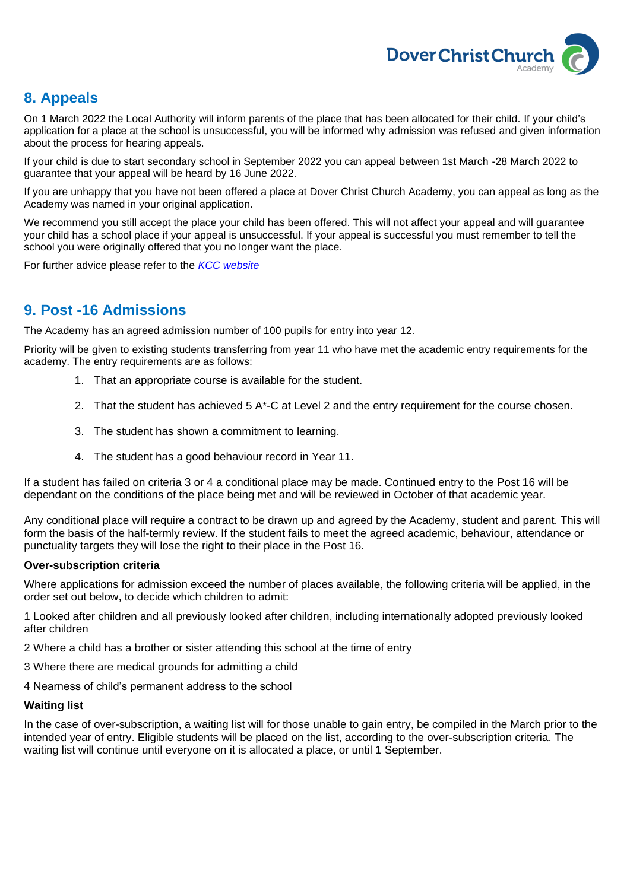## 8. Appeals

On 1 March 2022 the Local Authority will inform parents of the place that has been allocated for their child. If your child's application for a place at the school is unsuccessful, you will be informed why admission was refused and given information about the process for hearing appeals.

If your child is due to start secondary school in September 2022 you can appeal between 1st March -28 March 2022 to guarantee that your appeal will be heard by 16 June 2022.

If you are unhappy that you have not been offered a place at Dover Christ Church Academy, you can appeal as long as the Academy was named in your original application.

We recommend you still accept the place your child has been offered. This will not affect your appeal and will guarantee your child has a school place if your appeal is unsuccessful. If your appeal is successful you must remember to tell the school you were originally offered that you no longer want the place.

For further advice please refer to the *KCC website*

## 9. Post -16 Admissions

The Academy has an agreed admission number of 100 pupils for entry into year 12.

Priority will be given to existing students transferring from year 11 who have met the academic entry requirements for the academy. The entry requirements are as follows:

1. That an appropriate course is available for the student.
2. That the student has achieved 5 A*-C at Level 2 and the entry requirement for the course chosen.
3. The student has shown a commitment to learning.
4. The student has a good behaviour record in Year 11.

If a student has failed on criteria 3 or 4 a conditional place may be made. Continued entry to the Post 16 will be dependant on the conditions of the place being met and will be reviewed in October of that academic year.

Any conditional place will require a contract to be drawn up and agreed by the Academy, student and parent. This will form the basis of the half-termly review. If the student fails to meet the agreed academic, behaviour, attendance or punctuality targets they will lose the right to their place in the Post 16.

**Over-subscription criteria**

Where applications for admission exceed the number of places available, the following criteria will be applied, in the order set out below, to decide which children to admit:

1 Looked after children and all previously looked after children, including internationally adopted previously looked after children

2 Where a child has a brother or sister attending this school at the time of entry

3 Where there are medical grounds for admitting a child

4 Nearness of child's permanent address to the school

**Waiting list**

In the case of over-subscription, a waiting list will for those unable to gain entry, be compiled in the March prior to the intended year of entry. Eligible students will be placed on the list, according to the over-subscription criteria. The waiting list will continue until everyone on it is allocated a place, or until 1 September.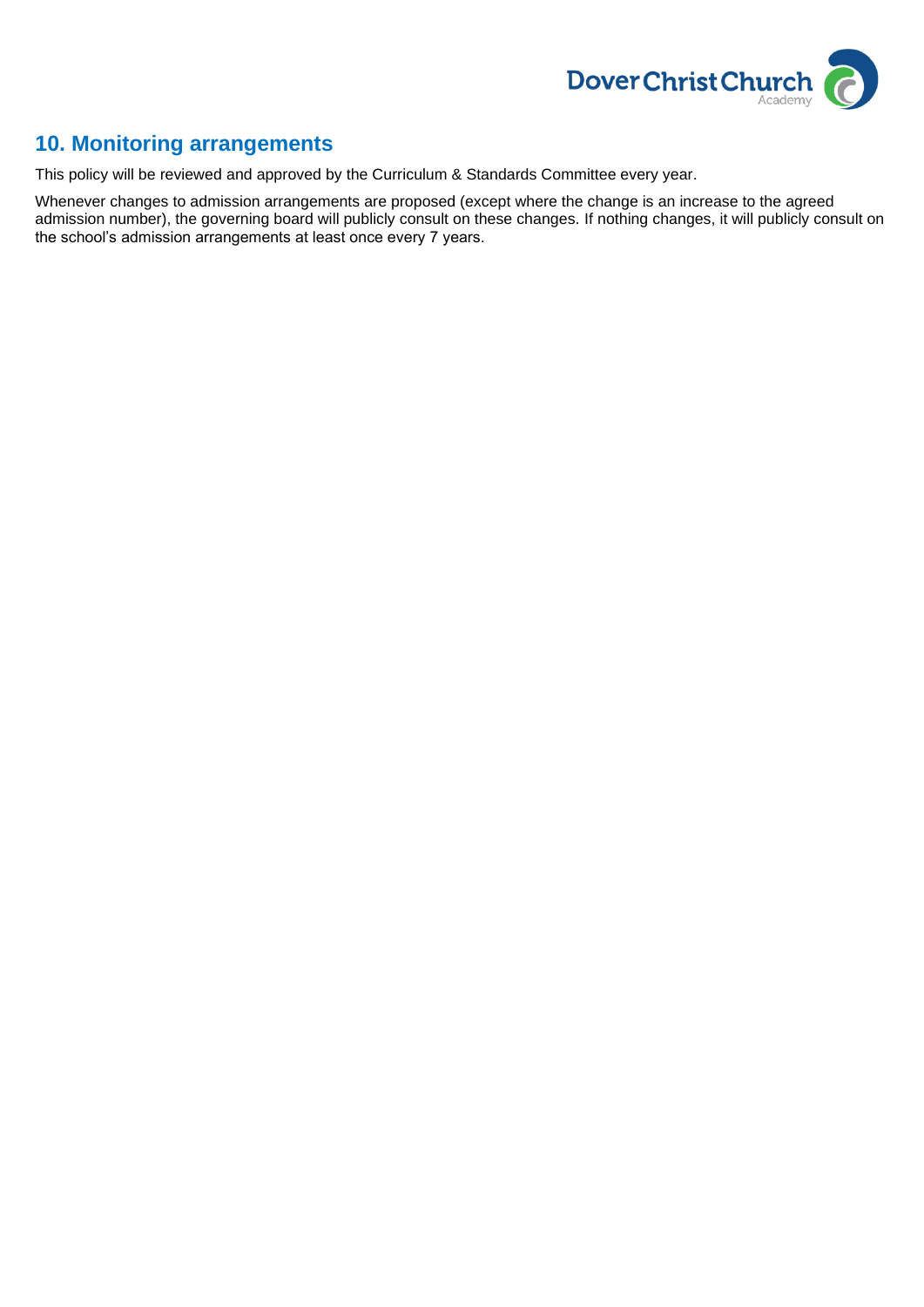## 10. Monitoring arrangements

This policy will be reviewed and approved by the Curriculum & Standards Committee every year.

Whenever changes to admission arrangements are proposed (except where the change is an increase to the agreed admission number), the governing board will publicly consult on these changes. If nothing changes, it will publicly consult on the school's admission arrangements at least once every 7 years.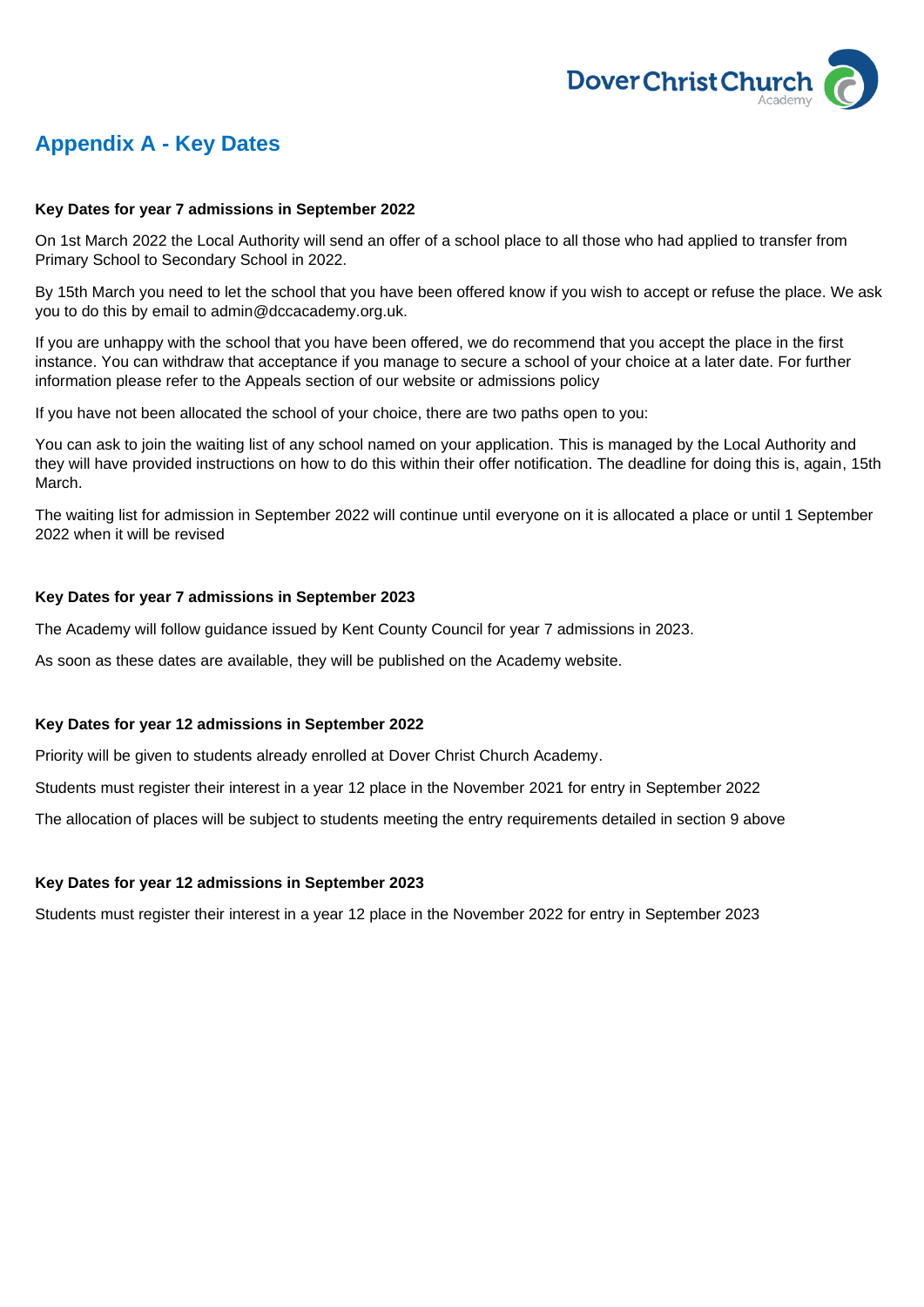## Appendix A - Key Dates

**Key Dates for year 7 admissions in September 2022**

On 1st March 2022 the Local Authority will send an offer of a school place to all those who had applied to transfer from Primary School to Secondary School in 2022.

By 15th March you need to let the school that you have been offered know if you wish to accept or refuse the place. We ask you to do this by email to admin@dccacademy.org.uk.

If you are unhappy with the school that you have been offered, we do recommend that you accept the place in the first instance. You can withdraw that acceptance if you manage to secure a school of your choice at a later date. For further information please refer to the Appeals section of our website or admissions policy

If you have not been allocated the school of your choice, there are two paths open to you:

You can ask to join the waiting list of any school named on your application. This is managed by the Local Authority and they will have provided instructions on how to do this within their offer notification. The deadline for doing this is, again, 15th March.

The waiting list for admission in September 2022 will continue until everyone on it is allocated a place or until 1 September 2022 when it will be revised

**Key Dates for year 7 admissions in September 2023**

The Academy will follow guidance issued by Kent County Council for year 7 admissions in 2023.

As soon as these dates are available, they will be published on the Academy website.

**Key Dates for year 12 admissions in September 2022**

Priority will be given to students already enrolled at Dover Christ Church Academy.

Students must register their interest in a year 12 place in the November 2021 for entry in September 2022

The allocation of places will be subject to students meeting the entry requirements detailed in section 9 above

**Key Dates for year 12 admissions in September 2023**

Students must register their interest in a year 12 place in the November 2022 for entry in September 2023